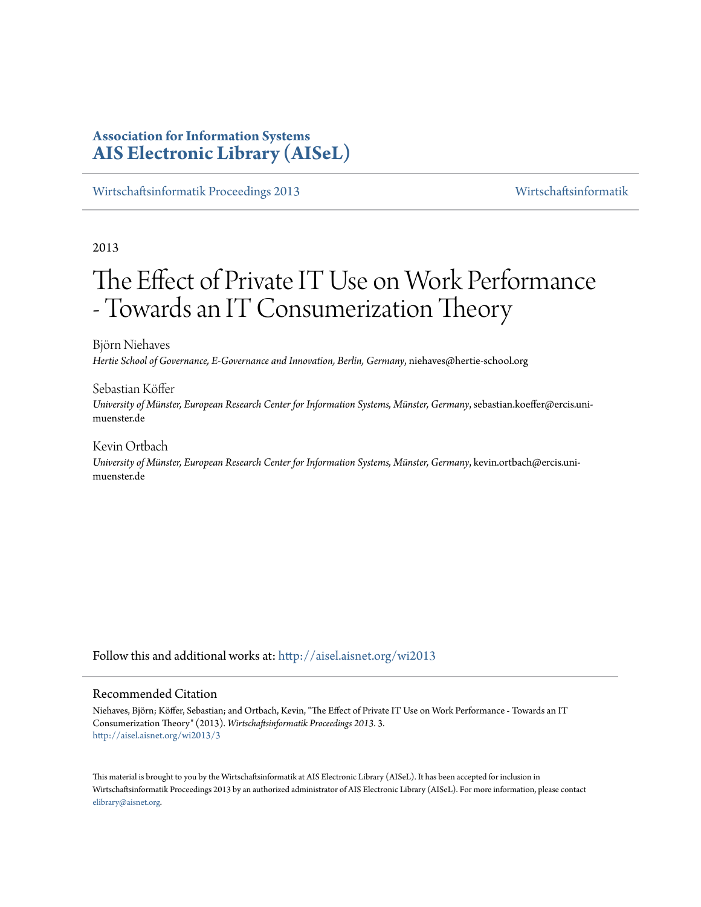**Association for Information Systems**
**AIS Electronic Library (AISeL)**

Wirtschaftsinformatik Proceedings 2013 | Wirtschaftsinformatik

2013

# The Effect of Private IT Use on Work Performance - Towards an IT Consumerization Theory

Björn Niehaves
*Hertie School of Governance, E-Governance and Innovation, Berlin, Germany*, niehaves@hertie-school.org

Sebastian Köffer
*University of Münster, European Research Center for Information Systems, Münster, Germany*, sebastian.koeffer@ercis.uni-muenster.de

Kevin Ortbach
*University of Münster, European Research Center for Information Systems, Münster, Germany*, kevin.ortbach@ercis.uni-muenster.de

Follow this and additional works at: http://aisel.aisnet.org/wi2013

## Recommended Citation

Niehaves, Björn; Köffer, Sebastian; and Ortbach, Kevin, "The Effect of Private IT Use on Work Performance - Towards an IT Consumerization Theory" (2013). *Wirtschaftsinformatik Proceedings 2013*. 3.
http://aisel.aisnet.org/wi2013/3

This material is brought to you by the Wirtschaftsinformatik at AIS Electronic Library (AISeL). It has been accepted for inclusion in Wirtschaftsinformatik Proceedings 2013 by an authorized administrator of AIS Electronic Library (AISeL). For more information, please contact elibrary@aisnet.org.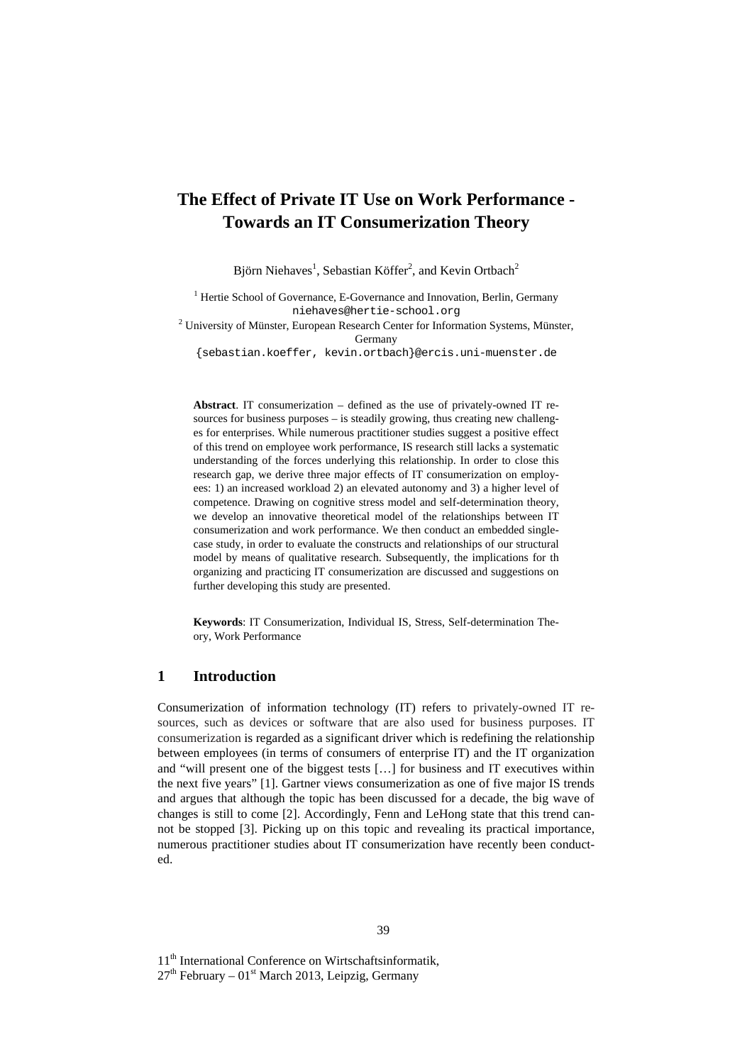# The Effect of Private IT Use on Work Performance - Towards an IT Consumerization Theory

Björn Niehaves[1], Sebastian Köffer[2], and Kevin Ortbach[2]

[1] Hertie School of Governance, E-Governance and Innovation, Berlin, Germany
niehaves@hertie-school.org

[2] University of Münster, European Research Center for Information Systems, Münster, Germany
{sebastian.koeffer, kevin.ortbach}@ercis.uni-muenster.de

**Abstract**. IT consumerization – defined as the use of privately-owned IT resources for business purposes – is steadily growing, thus creating new challenges for enterprises. While numerous practitioner studies suggest a positive effect of this trend on employee work performance, IS research still lacks a systematic understanding of the forces underlying this relationship. In order to close this research gap, we derive three major effects of IT consumerization on employees: 1) an increased workload 2) an elevated autonomy and 3) a higher level of competence. Drawing on cognitive stress model and self-determination theory, we develop an innovative theoretical model of the relationships between IT consumerization and work performance. We then conduct an embedded single-case study, in order to evaluate the constructs and relationships of our structural model by means of qualitative research. Subsequently, the implications for th organizing and practicing IT consumerization are discussed and suggestions on further developing this study are presented.

**Keywords**: IT Consumerization, Individual IS, Stress, Self-determination Theory, Work Performance

## 1 Introduction

Consumerization of information technology (IT) refers to privately-owned IT resources, such as devices or software that are also used for business purposes. IT consumerization is regarded as a significant driver which is redefining the relationship between employees (in terms of consumers of enterprise IT) and the IT organization and "will present one of the biggest tests […] for business and IT executives within the next five years" [1]. Gartner views consumerization as one of five major IS trends and argues that although the topic has been discussed for a decade, the big wave of changes is still to come [2]. Accordingly, Fenn and LeHong state that this trend cannot be stopped [3]. Picking up on this topic and revealing its practical importance, numerous practitioner studies about IT consumerization have recently been conducted.

11th International Conference on Wirtschaftsinformatik,
27th February – 01st March 2013, Leipzig, Germany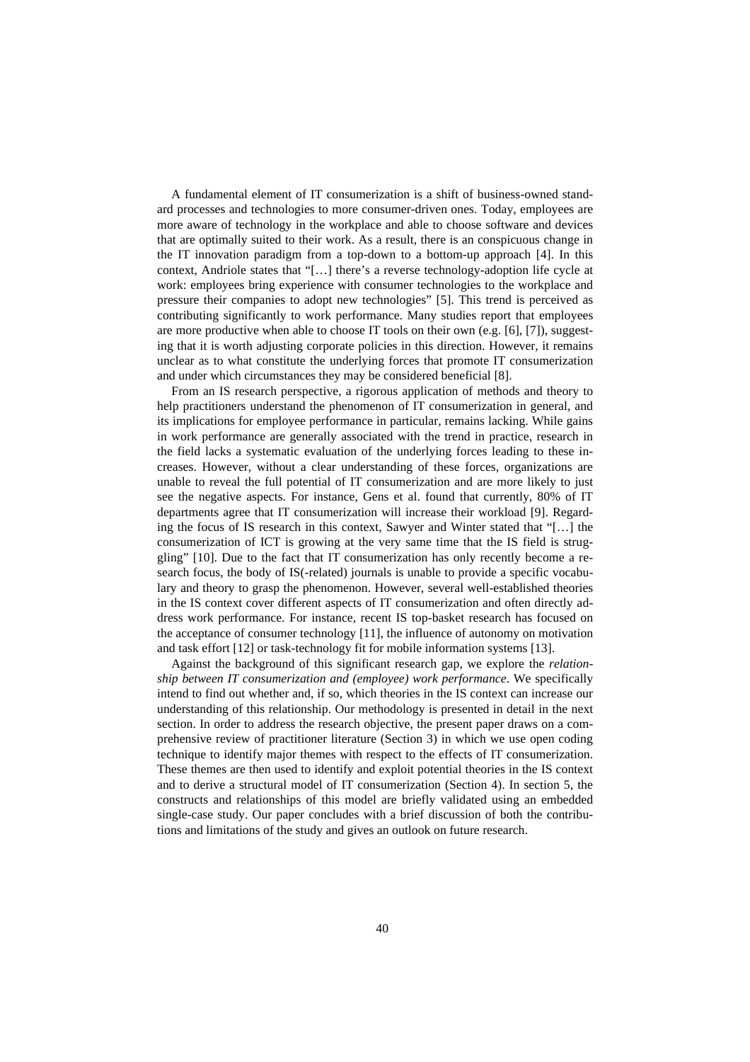A fundamental element of IT consumerization is a shift of business-owned standard processes and technologies to more consumer-driven ones. Today, employees are more aware of technology in the workplace and able to choose software and devices that are optimally suited to their work. As a result, there is an conspicuous change in the IT innovation paradigm from a top-down to a bottom-up approach [4]. In this context, Andriole states that "[…] there's a reverse technology-adoption life cycle at work: employees bring experience with consumer technologies to the workplace and pressure their companies to adopt new technologies" [5]. This trend is perceived as contributing significantly to work performance. Many studies report that employees are more productive when able to choose IT tools on their own (e.g. [6], [7]), suggesting that it is worth adjusting corporate policies in this direction. However, it remains unclear as to what constitute the underlying forces that promote IT consumerization and under which circumstances they may be considered beneficial [8].

From an IS research perspective, a rigorous application of methods and theory to help practitioners understand the phenomenon of IT consumerization in general, and its implications for employee performance in particular, remains lacking. While gains in work performance are generally associated with the trend in practice, research in the field lacks a systematic evaluation of the underlying forces leading to these increases. However, without a clear understanding of these forces, organizations are unable to reveal the full potential of IT consumerization and are more likely to just see the negative aspects. For instance, Gens et al. found that currently, 80% of IT departments agree that IT consumerization will increase their workload [9]. Regarding the focus of IS research in this context, Sawyer and Winter stated that "[…] the consumerization of ICT is growing at the very same time that the IS field is struggling" [10]. Due to the fact that IT consumerization has only recently become a research focus, the body of IS(-related) journals is unable to provide a specific vocabulary and theory to grasp the phenomenon. However, several well-established theories in the IS context cover different aspects of IT consumerization and often directly address work performance. For instance, recent IS top-basket research has focused on the acceptance of consumer technology [11], the influence of autonomy on motivation and task effort [12] or task-technology fit for mobile information systems [13].

Against the background of this significant research gap, we explore the *relationship between IT consumerization and (employee) work performance*. We specifically intend to find out whether and, if so, which theories in the IS context can increase our understanding of this relationship. Our methodology is presented in detail in the next section. In order to address the research objective, the present paper draws on a comprehensive review of practitioner literature (Section 3) in which we use open coding technique to identify major themes with respect to the effects of IT consumerization. These themes are then used to identify and exploit potential theories in the IS context and to derive a structural model of IT consumerization (Section 4). In section 5, the constructs and relationships of this model are briefly validated using an embedded single-case study. Our paper concludes with a brief discussion of both the contributions and limitations of the study and gives an outlook on future research.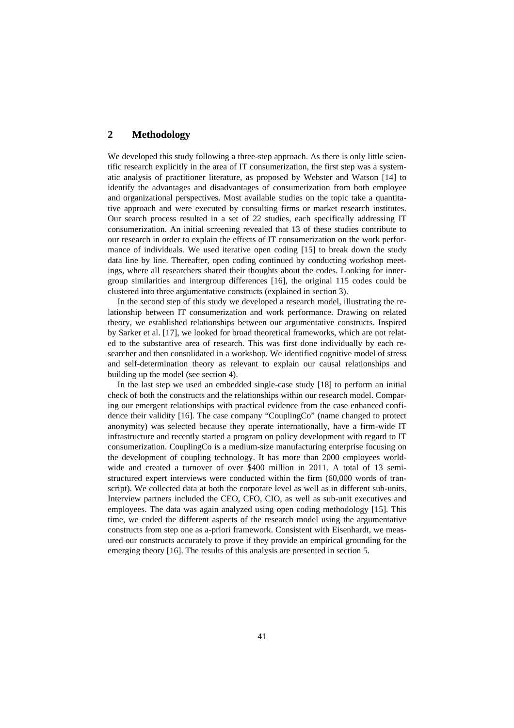## 2 Methodology

We developed this study following a three-step approach. As there is only little scientific research explicitly in the area of IT consumerization, the first step was a systematic analysis of practitioner literature, as proposed by Webster and Watson [14] to identify the advantages and disadvantages of consumerization from both employee and organizational perspectives. Most available studies on the topic take a quantitative approach and were executed by consulting firms or market research institutes. Our search process resulted in a set of 22 studies, each specifically addressing IT consumerization. An initial screening revealed that 13 of these studies contribute to our research in order to explain the effects of IT consumerization on the work performance of individuals. We used iterative open coding [15] to break down the study data line by line. Thereafter, open coding continued by conducting workshop meetings, where all researchers shared their thoughts about the codes. Looking for inner-group similarities and intergroup differences [16], the original 115 codes could be clustered into three argumentative constructs (explained in section 3).

In the second step of this study we developed a research model, illustrating the relationship between IT consumerization and work performance. Drawing on related theory, we established relationships between our argumentative constructs. Inspired by Sarker et al. [17], we looked for broad theoretical frameworks, which are not related to the substantive area of research. This was first done individually by each researcher and then consolidated in a workshop. We identified cognitive model of stress and self-determination theory as relevant to explain our causal relationships and building up the model (see section 4).

In the last step we used an embedded single-case study [18] to perform an initial check of both the constructs and the relationships within our research model. Comparing our emergent relationships with practical evidence from the case enhanced confidence their validity [16]. The case company "CouplingCo" (name changed to protect anonymity) was selected because they operate internationally, have a firm-wide IT infrastructure and recently started a program on policy development with regard to IT consumerization. CouplingCo is a medium-size manufacturing enterprise focusing on the development of coupling technology. It has more than 2000 employees worldwide and created a turnover of over $400 million in 2011. A total of 13 semi-structured expert interviews were conducted within the firm (60,000 words of transcript). We collected data at both the corporate level as well as in different sub-units. Interview partners included the CEO, CFO, CIO, as well as sub-unit executives and employees. The data was again analyzed using open coding methodology [15]. This time, we coded the different aspects of the research model using the argumentative constructs from step one as a-priori framework. Consistent with Eisenhardt, we measured our constructs accurately to prove if they provide an empirical grounding for the emerging theory [16]. The results of this analysis are presented in section 5.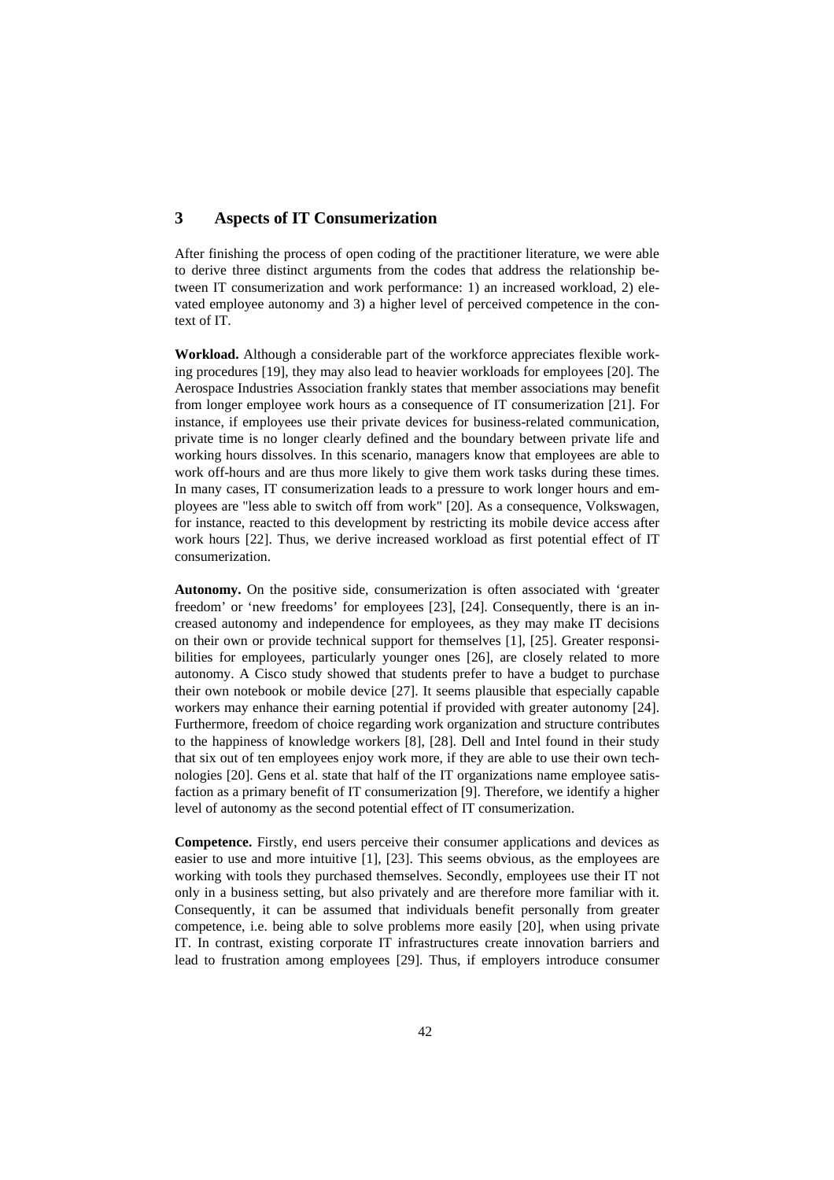## 3 Aspects of IT Consumerization

After finishing the process of open coding of the practitioner literature, we were able to derive three distinct arguments from the codes that address the relationship between IT consumerization and work performance: 1) an increased workload, 2) elevated employee autonomy and 3) a higher level of perceived competence in the context of IT.

**Workload.** Although a considerable part of the workforce appreciates flexible working procedures [19], they may also lead to heavier workloads for employees [20]. The Aerospace Industries Association frankly states that member associations may benefit from longer employee work hours as a consequence of IT consumerization [21]. For instance, if employees use their private devices for business-related communication, private time is no longer clearly defined and the boundary between private life and working hours dissolves. In this scenario, managers know that employees are able to work off-hours and are thus more likely to give them work tasks during these times. In many cases, IT consumerization leads to a pressure to work longer hours and employees are "less able to switch off from work" [20]. As a consequence, Volkswagen, for instance, reacted to this development by restricting its mobile device access after work hours [22]. Thus, we derive increased workload as first potential effect of IT consumerization.

**Autonomy.** On the positive side, consumerization is often associated with 'greater freedom' or 'new freedoms' for employees [23], [24]. Consequently, there is an increased autonomy and independence for employees, as they may make IT decisions on their own or provide technical support for themselves [1], [25]. Greater responsibilities for employees, particularly younger ones [26], are closely related to more autonomy. A Cisco study showed that students prefer to have a budget to purchase their own notebook or mobile device [27]. It seems plausible that especially capable workers may enhance their earning potential if provided with greater autonomy [24]. Furthermore, freedom of choice regarding work organization and structure contributes to the happiness of knowledge workers [8], [28]. Dell and Intel found in their study that six out of ten employees enjoy work more, if they are able to use their own technologies [20]. Gens et al. state that half of the IT organizations name employee satisfaction as a primary benefit of IT consumerization [9]. Therefore, we identify a higher level of autonomy as the second potential effect of IT consumerization.

**Competence.** Firstly, end users perceive their consumer applications and devices as easier to use and more intuitive [1], [23]. This seems obvious, as the employees are working with tools they purchased themselves. Secondly, employees use their IT not only in a business setting, but also privately and are therefore more familiar with it. Consequently, it can be assumed that individuals benefit personally from greater competence, i.e. being able to solve problems more easily [20], when using private IT. In contrast, existing corporate IT infrastructures create innovation barriers and lead to frustration among employees [29]. Thus, if employers introduce consumer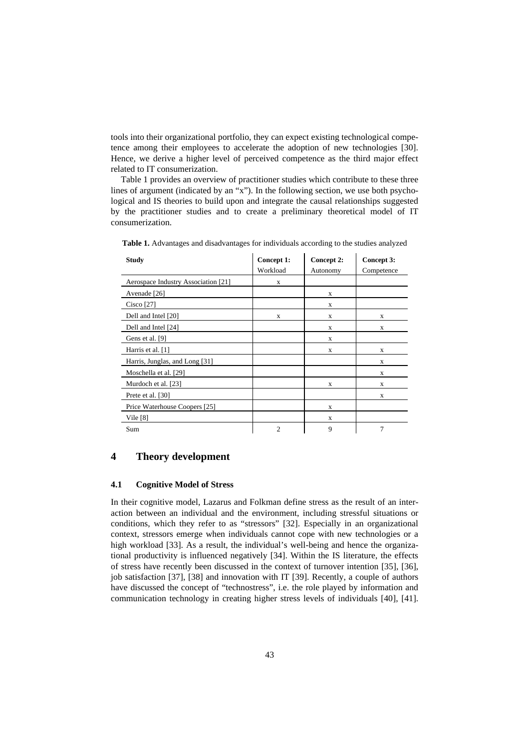tools into their organizational portfolio, they can expect existing technological competence among their employees to accelerate the adoption of new technologies [30]. Hence, we derive a higher level of perceived competence as the third major effect related to IT consumerization.

Table 1 provides an overview of practitioner studies which contribute to these three lines of argument (indicated by an "x"). In the following section, we use both psychological and IS theories to build upon and integrate the causal relationships suggested by the practitioner studies and to create a preliminary theoretical model of IT consumerization.

**Table 1.** Advantages and disadvantages for individuals according to the studies analyzed

| **Study** | **Concept 1:** Workload | **Concept 2:** Autonomy | **Concept 3:** Competence |
|---|---|---|---|
| Aerospace Industry Association [21] | x | | |
| Avenade [26] | | x | |
| Cisco [27] | | x | |
| Dell and Intel [20] | x | x | x |
| Dell and Intel [24] | | x | x |
| Gens et al. [9] | | x | |
| Harris et al. [1] | | x | x |
| Harris, Junglas, and Long [31] | | | x |
| Moschella et al. [29] | | | x |
| Murdoch et al. [23] | | x | x |
| Prete et al. [30] | | | x |
| Price Waterhouse Coopers [25] | | x | |
| Vile [8] | | x | |
| Sum | 2 | 9 | 7 |

# 4 Theory development

## 4.1 Cognitive Model of Stress

In their cognitive model, Lazarus and Folkman define stress as the result of an interaction between an individual and the environment, including stressful situations or conditions, which they refer to as "stressors" [32]. Especially in an organizational context, stressors emerge when individuals cannot cope with new technologies or a high workload [33]. As a result, the individual's well-being and hence the organizational productivity is influenced negatively [34]. Within the IS literature, the effects of stress have recently been discussed in the context of turnover intention [35], [36], job satisfaction [37], [38] and innovation with IT [39]. Recently, a couple of authors have discussed the concept of "technostress", i.e. the role played by information and communication technology in creating higher stress levels of individuals [40], [41].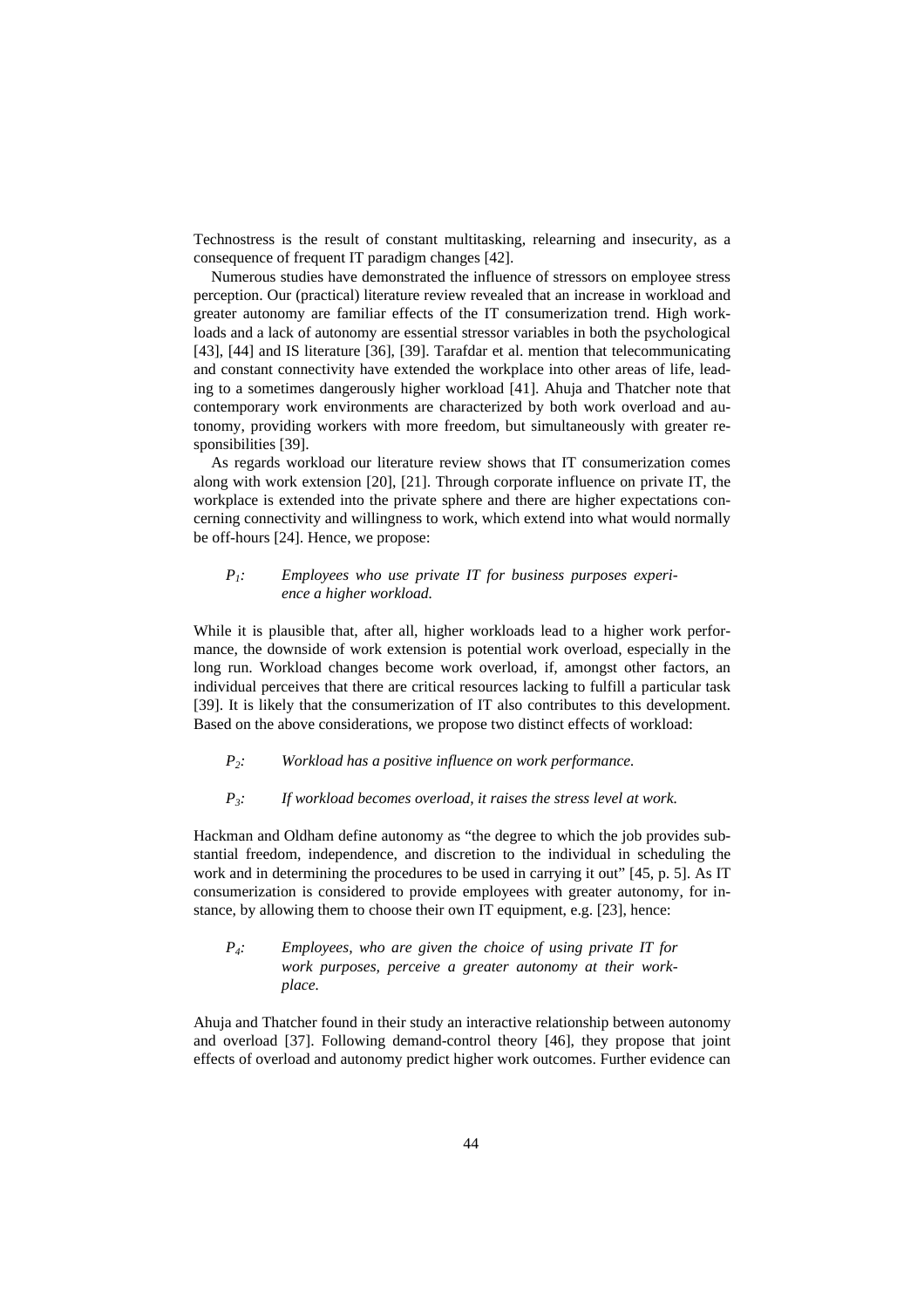Technostress is the result of constant multitasking, relearning and insecurity, as a consequence of frequent IT paradigm changes [42].

Numerous studies have demonstrated the influence of stressors on employee stress perception. Our (practical) literature review revealed that an increase in workload and greater autonomy are familiar effects of the IT consumerization trend. High workloads and a lack of autonomy are essential stressor variables in both the psychological [43], [44] and IS literature [36], [39]. Tarafdar et al. mention that telecommunicating and constant connectivity have extended the workplace into other areas of life, leading to a sometimes dangerously higher workload [41]. Ahuja and Thatcher note that contemporary work environments are characterized by both work overload and autonomy, providing workers with more freedom, but simultaneously with greater responsibilities [39].

As regards workload our literature review shows that IT consumerization comes along with work extension [20], [21]. Through corporate influence on private IT, the workplace is extended into the private sphere and there are higher expectations concerning connectivity and willingness to work, which extend into what would normally be off-hours [24]. Hence, we propose:

> $P_1$: *Employees who use private IT for business purposes experience a higher workload.*

While it is plausible that, after all, higher workloads lead to a higher work performance, the downside of work extension is potential work overload, especially in the long run. Workload changes become work overload, if, amongst other factors, an individual perceives that there are critical resources lacking to fulfill a particular task [39]. It is likely that the consumerization of IT also contributes to this development. Based on the above considerations, we propose two distinct effects of workload:

> $P_2$: *Workload has a positive influence on work performance.*

> $P_3$: *If workload becomes overload, it raises the stress level at work.*

Hackman and Oldham define autonomy as "the degree to which the job provides substantial freedom, independence, and discretion to the individual in scheduling the work and in determining the procedures to be used in carrying it out" [45, p. 5]. As IT consumerization is considered to provide employees with greater autonomy, for instance, by allowing them to choose their own IT equipment, e.g. [23], hence:

> $P_4$: *Employees, who are given the choice of using private IT for work purposes, perceive a greater autonomy at their workplace.*

Ahuja and Thatcher found in their study an interactive relationship between autonomy and overload [37]. Following demand-control theory [46], they propose that joint effects of overload and autonomy predict higher work outcomes. Further evidence can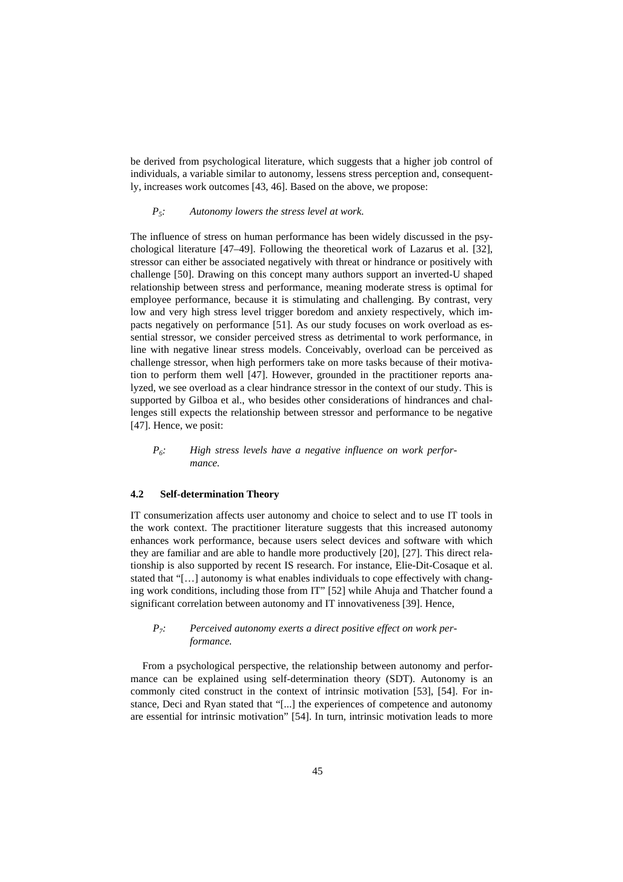be derived from psychological literature, which suggests that a higher job control of individuals, a variable similar to autonomy, lessens stress perception and, consequently, increases work outcomes [43, 46]. Based on the above, we propose:

*$P_5$: Autonomy lowers the stress level at work.*

The influence of stress on human performance has been widely discussed in the psychological literature [47–49]. Following the theoretical work of Lazarus et al. [32], stressor can either be associated negatively with threat or hindrance or positively with challenge [50]. Drawing on this concept many authors support an inverted-U shaped relationship between stress and performance, meaning moderate stress is optimal for employee performance, because it is stimulating and challenging. By contrast, very low and very high stress level trigger boredom and anxiety respectively, which impacts negatively on performance [51]. As our study focuses on work overload as essential stressor, we consider perceived stress as detrimental to work performance, in line with negative linear stress models. Conceivably, overload can be perceived as challenge stressor, when high performers take on more tasks because of their motivation to perform them well [47]. However, grounded in the practitioner reports analyzed, we see overload as a clear hindrance stressor in the context of our study. This is supported by Gilboa et al., who besides other considerations of hindrances and challenges still expects the relationship between stressor and performance to be negative [47]. Hence, we posit:

*$P_6$: High stress levels have a negative influence on work performance.*

### 4.2 Self-determination Theory

IT consumerization affects user autonomy and choice to select and to use IT tools in the work context. The practitioner literature suggests that this increased autonomy enhances work performance, because users select devices and software with which they are familiar and are able to handle more productively [20], [27]. This direct relationship is also supported by recent IS research. For instance, Elie-Dit-Cosaque et al. stated that "[…] autonomy is what enables individuals to cope effectively with changing work conditions, including those from IT" [52] while Ahuja and Thatcher found a significant correlation between autonomy and IT innovativeness [39]. Hence,

*$P_7$: Perceived autonomy exerts a direct positive effect on work performance.*

From a psychological perspective, the relationship between autonomy and performance can be explained using self-determination theory (SDT). Autonomy is an commonly cited construct in the context of intrinsic motivation [53], [54]. For instance, Deci and Ryan stated that "[...] the experiences of competence and autonomy are essential for intrinsic motivation" [54]. In turn, intrinsic motivation leads to more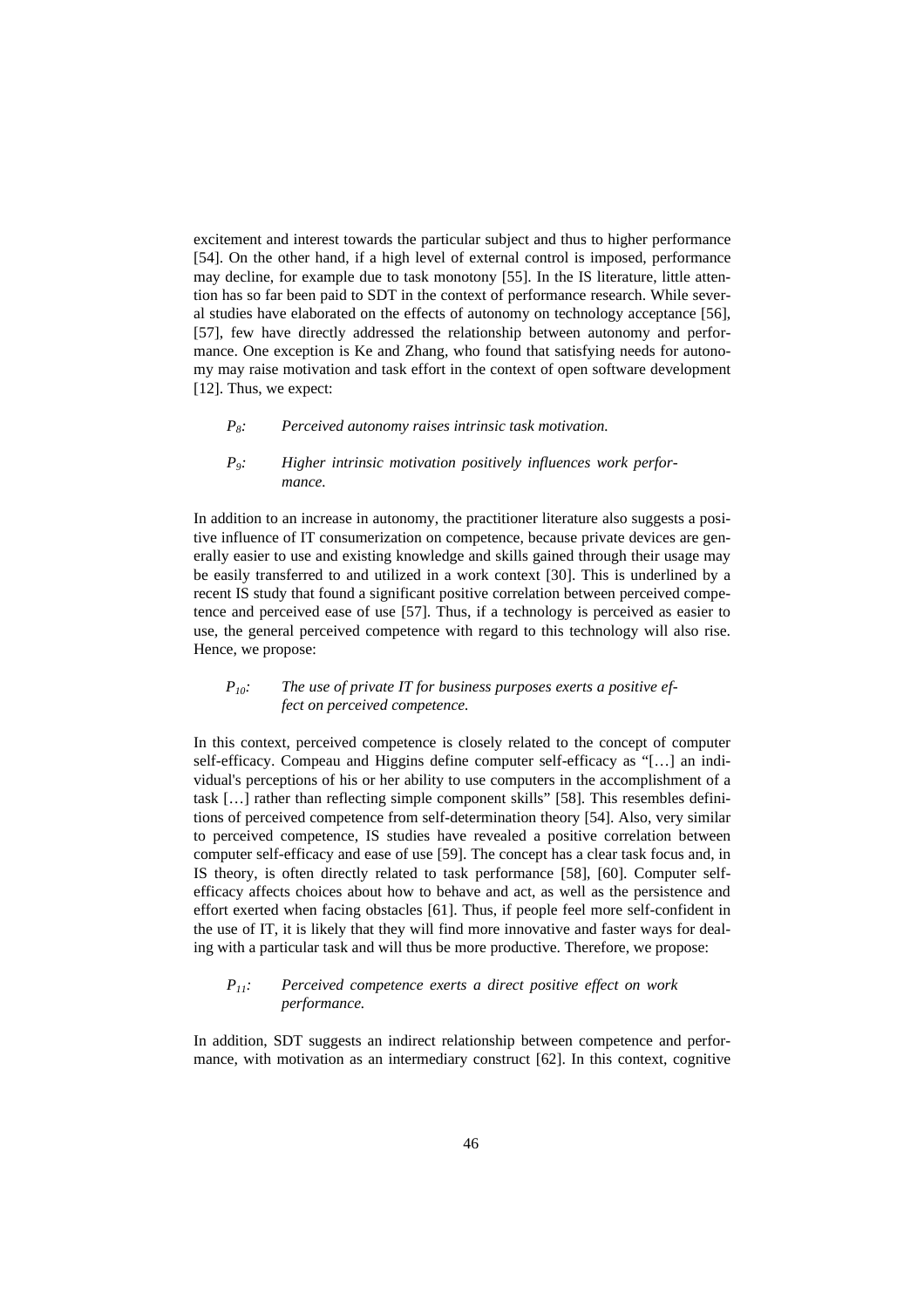excitement and interest towards the particular subject and thus to higher performance [54]. On the other hand, if a high level of external control is imposed, performance may decline, for example due to task monotony [55]. In the IS literature, little attention has so far been paid to SDT in the context of performance research. While several studies have elaborated on the effects of autonomy on technology acceptance [56], [57], few have directly addressed the relationship between autonomy and performance. One exception is Ke and Zhang, who found that satisfying needs for autonomy may raise motivation and task effort in the context of open software development [12]. Thus, we expect:

> $P_8$: *Perceived autonomy raises intrinsic task motivation.*

> $P_9$: *Higher intrinsic motivation positively influences work performance.*

In addition to an increase in autonomy, the practitioner literature also suggests a positive influence of IT consumerization on competence, because private devices are generally easier to use and existing knowledge and skills gained through their usage may be easily transferred to and utilized in a work context [30]. This is underlined by a recent IS study that found a significant positive correlation between perceived competence and perceived ease of use [57]. Thus, if a technology is perceived as easier to use, the general perceived competence with regard to this technology will also rise. Hence, we propose:

> $P_{10}$: *The use of private IT for business purposes exerts a positive effect on perceived competence.*

In this context, perceived competence is closely related to the concept of computer self-efficacy. Compeau and Higgins define computer self-efficacy as "[…] an individual's perceptions of his or her ability to use computers in the accomplishment of a task […] rather than reflecting simple component skills" [58]. This resembles definitions of perceived competence from self-determination theory [54]. Also, very similar to perceived competence, IS studies have revealed a positive correlation between computer self-efficacy and ease of use [59]. The concept has a clear task focus and, in IS theory, is often directly related to task performance [58], [60]. Computer self-efficacy affects choices about how to behave and act, as well as the persistence and effort exerted when facing obstacles [61]. Thus, if people feel more self-confident in the use of IT, it is likely that they will find more innovative and faster ways for dealing with a particular task and will thus be more productive. Therefore, we propose:

> $P_{11}$: *Perceived competence exerts a direct positive effect on work performance.*

In addition, SDT suggests an indirect relationship between competence and performance, with motivation as an intermediary construct [62]. In this context, cognitive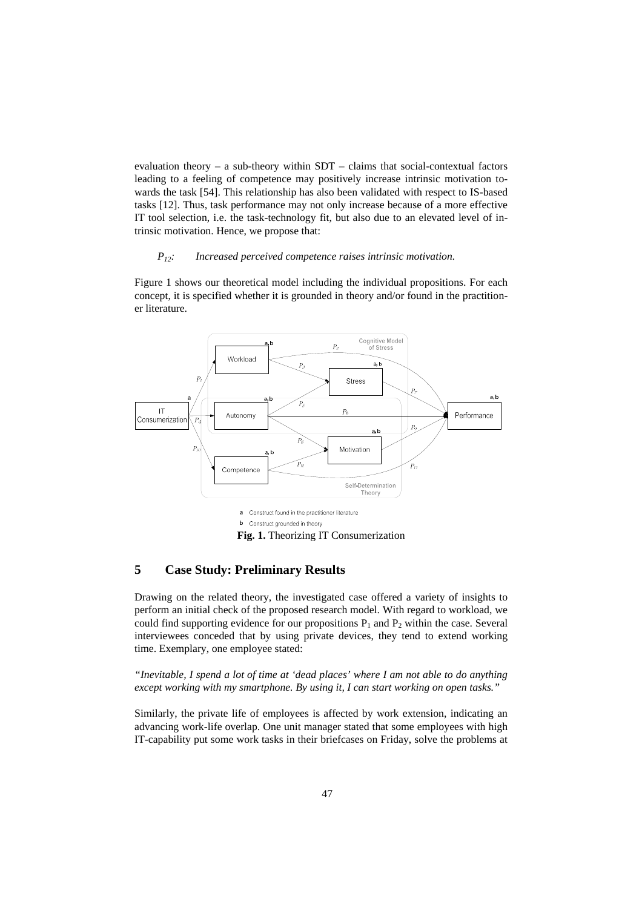evaluation theory – a sub-theory within SDT – claims that social-contextual factors leading to a feeling of competence may positively increase intrinsic motivation towards the task [54]. This relationship has also been validated with respect to IS-based tasks [12]. Thus, task performance may not only increase because of a more effective IT tool selection, i.e. the task-technology fit, but also due to an elevated level of intrinsic motivation. Hence, we propose that:

*$P_{12}$: Increased perceived competence raises intrinsic motivation.*

Figure 1 shows our theoretical model including the individual propositions. For each concept, it is specified whether it is grounded in theory and/or found in the practitioner literature.

a Construct found in the practitioner literature

b Construct grounded in theory

**Fig. 1.** Theorizing IT Consumerization

## 5 Case Study: Preliminary Results

Drawing on the related theory, the investigated case offered a variety of insights to perform an initial check of the proposed research model. With regard to workload, we could find supporting evidence for our propositions $P_1$ and $P_2$ within the case. Several interviewees conceded that by using private devices, they tend to extend working time. Exemplary, one employee stated:

*"Inevitable, I spend a lot of time at 'dead places' where I am not able to do anything except working with my smartphone. By using it, I can start working on open tasks."*

Similarly, the private life of employees is affected by work extension, indicating an advancing work-life overlap. One unit manager stated that some employees with high IT-capability put some work tasks in their briefcases on Friday, solve the problems at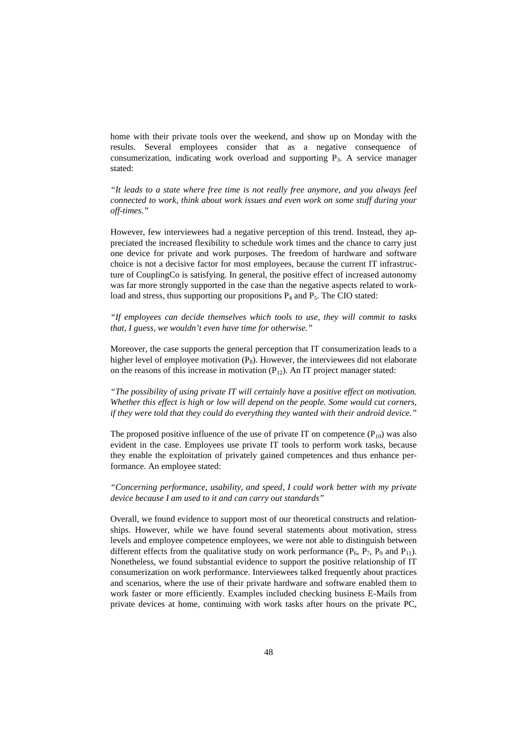home with their private tools over the weekend, and show up on Monday with the results. Several employees consider that as a negative consequence of consumerization, indicating work overload and supporting $P_3$. A service manager stated:

*"It leads to a state where free time is not really free anymore, and you always feel connected to work, think about work issues and even work on some stuff during your off-times."*

However, few interviewees had a negative perception of this trend. Instead, they appreciated the increased flexibility to schedule work times and the chance to carry just one device for private and work purposes. The freedom of hardware and software choice is not a decisive factor for most employees, because the current IT infrastructure of CouplingCo is satisfying. In general, the positive effect of increased autonomy was far more strongly supported in the case than the negative aspects related to workload and stress, thus supporting our propositions $P_4$ and $P_5$. The CIO stated:

*"If employees can decide themselves which tools to use, they will commit to tasks that, I guess, we wouldn't even have time for otherwise."*

Moreover, the case supports the general perception that IT consumerization leads to a higher level of employee motivation ($P_8$). However, the interviewees did not elaborate on the reasons of this increase in motivation ($P_{12}$). An IT project manager stated:

*"The possibility of using private IT will certainly have a positive effect on motivation. Whether this effect is high or low will depend on the people. Some would cut corners, if they were told that they could do everything they wanted with their android device."*

The proposed positive influence of the use of private IT on competence ($P_{10}$) was also evident in the case. Employees use private IT tools to perform work tasks, because they enable the exploitation of privately gained competences and thus enhance performance. An employee stated:

*"Concerning performance, usability, and speed, I could work better with my private device because I am used to it and can carry out standards"*

Overall, we found evidence to support most of our theoretical constructs and relationships. However, while we have found several statements about motivation, stress levels and employee competence employees, we were not able to distinguish between different effects from the qualitative study on work performance ($P_6$, $P_7$, $P_9$ and $P_{11}$). Nonetheless, we found substantial evidence to support the positive relationship of IT consumerization on work performance. Interviewees talked frequently about practices and scenarios, where the use of their private hardware and software enabled them to work faster or more efficiently. Examples included checking business E-Mails from private devices at home, continuing with work tasks after hours on the private PC,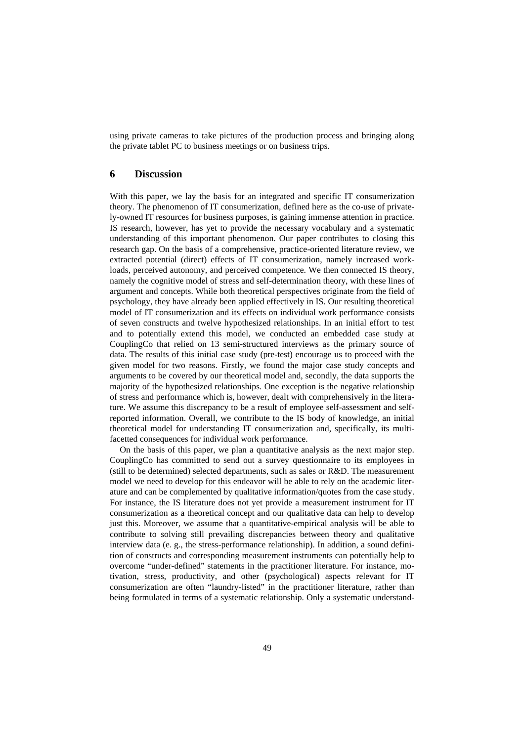using private cameras to take pictures of the production process and bringing along the private tablet PC to business meetings or on business trips.

## 6 Discussion

With this paper, we lay the basis for an integrated and specific IT consumerization theory. The phenomenon of IT consumerization, defined here as the co-use of privately-owned IT resources for business purposes, is gaining immense attention in practice. IS research, however, has yet to provide the necessary vocabulary and a systematic understanding of this important phenomenon. Our paper contributes to closing this research gap. On the basis of a comprehensive, practice-oriented literature review, we extracted potential (direct) effects of IT consumerization, namely increased workloads, perceived autonomy, and perceived competence. We then connected IS theory, namely the cognitive model of stress and self-determination theory, with these lines of argument and concepts. While both theoretical perspectives originate from the field of psychology, they have already been applied effectively in IS. Our resulting theoretical model of IT consumerization and its effects on individual work performance consists of seven constructs and twelve hypothesized relationships. In an initial effort to test and to potentially extend this model, we conducted an embedded case study at CouplingCo that relied on 13 semi-structured interviews as the primary source of data. The results of this initial case study (pre-test) encourage us to proceed with the given model for two reasons. Firstly, we found the major case study concepts and arguments to be covered by our theoretical model and, secondly, the data supports the majority of the hypothesized relationships. One exception is the negative relationship of stress and performance which is, however, dealt with comprehensively in the literature. We assume this discrepancy to be a result of employee self-assessment and self-reported information. Overall, we contribute to the IS body of knowledge, an initial theoretical model for understanding IT consumerization and, specifically, its multi-facetted consequences for individual work performance.

On the basis of this paper, we plan a quantitative analysis as the next major step. CouplingCo has committed to send out a survey questionnaire to its employees in (still to be determined) selected departments, such as sales or R&D. The measurement model we need to develop for this endeavor will be able to rely on the academic literature and can be complemented by qualitative information/quotes from the case study. For instance, the IS literature does not yet provide a measurement instrument for IT consumerization as a theoretical concept and our qualitative data can help to develop just this. Moreover, we assume that a quantitative-empirical analysis will be able to contribute to solving still prevailing discrepancies between theory and qualitative interview data (e. g., the stress-performance relationship). In addition, a sound definition of constructs and corresponding measurement instruments can potentially help to overcome "under-defined" statements in the practitioner literature. For instance, motivation, stress, productivity, and other (psychological) aspects relevant for IT consumerization are often "laundry-listed" in the practitioner literature, rather than being formulated in terms of a systematic relationship. Only a systematic understand-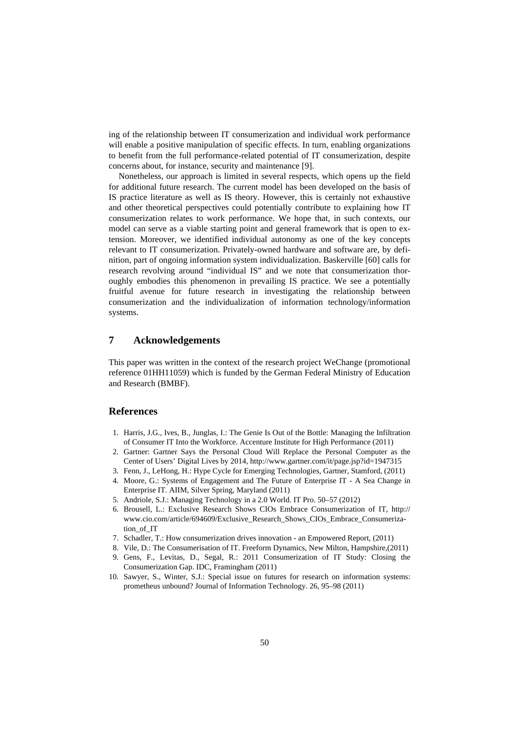ing of the relationship between IT consumerization and individual work performance will enable a positive manipulation of specific effects. In turn, enabling organizations to benefit from the full performance-related potential of IT consumerization, despite concerns about, for instance, security and maintenance [9].

Nonetheless, our approach is limited in several respects, which opens up the field for additional future research. The current model has been developed on the basis of IS practice literature as well as IS theory. However, this is certainly not exhaustive and other theoretical perspectives could potentially contribute to explaining how IT consumerization relates to work performance. We hope that, in such contexts, our model can serve as a viable starting point and general framework that is open to extension. Moreover, we identified individual autonomy as one of the key concepts relevant to IT consumerization. Privately-owned hardware and software are, by definition, part of ongoing information system individualization. Baskerville [60] calls for research revolving around "individual IS" and we note that consumerization thoroughly embodies this phenomenon in prevailing IS practice. We see a potentially fruitful avenue for future research in investigating the relationship between consumerization and the individualization of information technology/information systems.

## 7 Acknowledgements

This paper was written in the context of the research project WeChange (promotional reference 01HH11059) which is funded by the German Federal Ministry of Education and Research (BMBF).

## References

1. Harris, J.G., Ives, B., Junglas, I.: The Genie Is Out of the Bottle: Managing the Infiltration of Consumer IT Into the Workforce. Accenture Institute for High Performance (2011)
2. Gartner: Gartner Says the Personal Cloud Will Replace the Personal Computer as the Center of Users' Digital Lives by 2014, http://www.gartner.com/it/page.jsp?id=1947315
3. Fenn, J., LeHong, H.: Hype Cycle for Emerging Technologies, Gartner, Stamford, (2011)
4. Moore, G.: Systems of Engagement and The Future of Enterprise IT - A Sea Change in Enterprise IT. AIIM, Silver Spring, Maryland (2011)
5. Andriole, S.J.: Managing Technology in a 2.0 World. IT Pro. 50–57 (2012)
6. Brousell, L.: Exclusive Research Shows CIOs Embrace Consumerization of IT, http://www.cio.com/article/694609/Exclusive_Research_Shows_CIOs_Embrace_Consumerization_of_IT
7. Schadler, T.: How consumerization drives innovation - an Empowered Report, (2011)
8. Vile, D.: The Consumerisation of IT. Freeform Dynamics, New Milton, Hampshire,(2011)
9. Gens, F., Levitas, D., Segal, R.: 2011 Consumerization of IT Study: Closing the Consumerization Gap. IDC, Framingham (2011)
10. Sawyer, S., Winter, S.J.: Special issue on futures for research on information systems: prometheus unbound? Journal of Information Technology. 26, 95–98 (2011)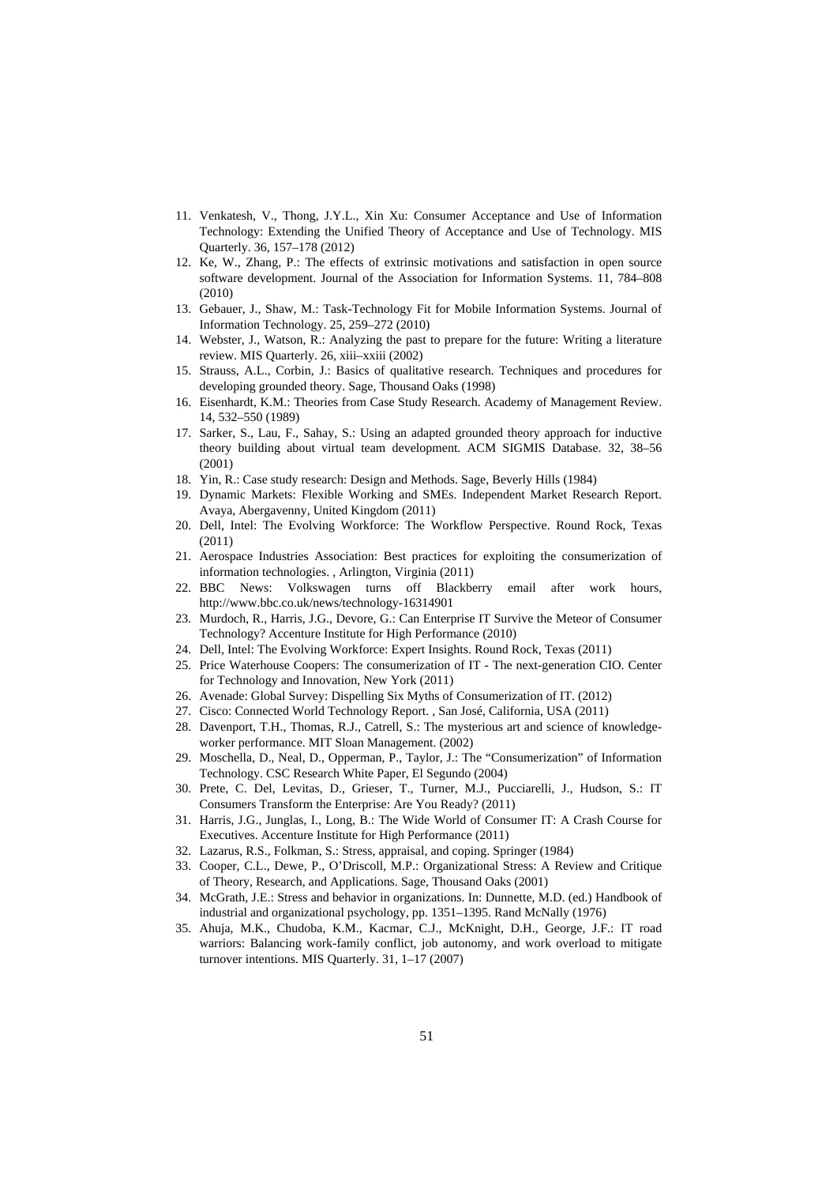11. Venkatesh, V., Thong, J.Y.L., Xin Xu: Consumer Acceptance and Use of Information Technology: Extending the Unified Theory of Acceptance and Use of Technology. MIS Quarterly. 36, 157–178 (2012)
12. Ke, W., Zhang, P.: The effects of extrinsic motivations and satisfaction in open source software development. Journal of the Association for Information Systems. 11, 784–808 (2010)
13. Gebauer, J., Shaw, M.: Task-Technology Fit for Mobile Information Systems. Journal of Information Technology. 25, 259–272 (2010)
14. Webster, J., Watson, R.: Analyzing the past to prepare for the future: Writing a literature review. MIS Quarterly. 26, xiii–xxiii (2002)
15. Strauss, A.L., Corbin, J.: Basics of qualitative research. Techniques and procedures for developing grounded theory. Sage, Thousand Oaks (1998)
16. Eisenhardt, K.M.: Theories from Case Study Research. Academy of Management Review. 14, 532–550 (1989)
17. Sarker, S., Lau, F., Sahay, S.: Using an adapted grounded theory approach for inductive theory building about virtual team development. ACM SIGMIS Database. 32, 38–56 (2001)
18. Yin, R.: Case study research: Design and Methods. Sage, Beverly Hills (1984)
19. Dynamic Markets: Flexible Working and SMEs. Independent Market Research Report. Avaya, Abergavenny, United Kingdom (2011)
20. Dell, Intel: The Evolving Workforce: The Workflow Perspective. Round Rock, Texas (2011)
21. Aerospace Industries Association: Best practices for exploiting the consumerization of information technologies. , Arlington, Virginia (2011)
22. BBC News: Volkswagen turns off Blackberry email after work hours, http://www.bbc.co.uk/news/technology-16314901
23. Murdoch, R., Harris, J.G., Devore, G.: Can Enterprise IT Survive the Meteor of Consumer Technology? Accenture Institute for High Performance (2010)
24. Dell, Intel: The Evolving Workforce: Expert Insights. Round Rock, Texas (2011)
25. Price Waterhouse Coopers: The consumerization of IT - The next-generation CIO. Center for Technology and Innovation, New York (2011)
26. Avenade: Global Survey: Dispelling Six Myths of Consumerization of IT. (2012)
27. Cisco: Connected World Technology Report. , San José, California, USA (2011)
28. Davenport, T.H., Thomas, R.J., Catrell, S.: The mysterious art and science of knowledge-worker performance. MIT Sloan Management. (2002)
29. Moschella, D., Neal, D., Opperman, P., Taylor, J.: The "Consumerization" of Information Technology. CSC Research White Paper, El Segundo (2004)
30. Prete, C. Del, Levitas, D., Grieser, T., Turner, M.J., Pucciarelli, J., Hudson, S.: IT Consumers Transform the Enterprise: Are You Ready? (2011)
31. Harris, J.G., Junglas, I., Long, B.: The Wide World of Consumer IT: A Crash Course for Executives. Accenture Institute for High Performance (2011)
32. Lazarus, R.S., Folkman, S.: Stress, appraisal, and coping. Springer (1984)
33. Cooper, C.L., Dewe, P., O'Driscoll, M.P.: Organizational Stress: A Review and Critique of Theory, Research, and Applications. Sage, Thousand Oaks (2001)
34. McGrath, J.E.: Stress and behavior in organizations. In: Dunnette, M.D. (ed.) Handbook of industrial and organizational psychology, pp. 1351–1395. Rand McNally (1976)
35. Ahuja, M.K., Chudoba, K.M., Kacmar, C.J., McKnight, D.H., George, J.F.: IT road warriors: Balancing work-family conflict, job autonomy, and work overload to mitigate turnover intentions. MIS Quarterly. 31, 1–17 (2007)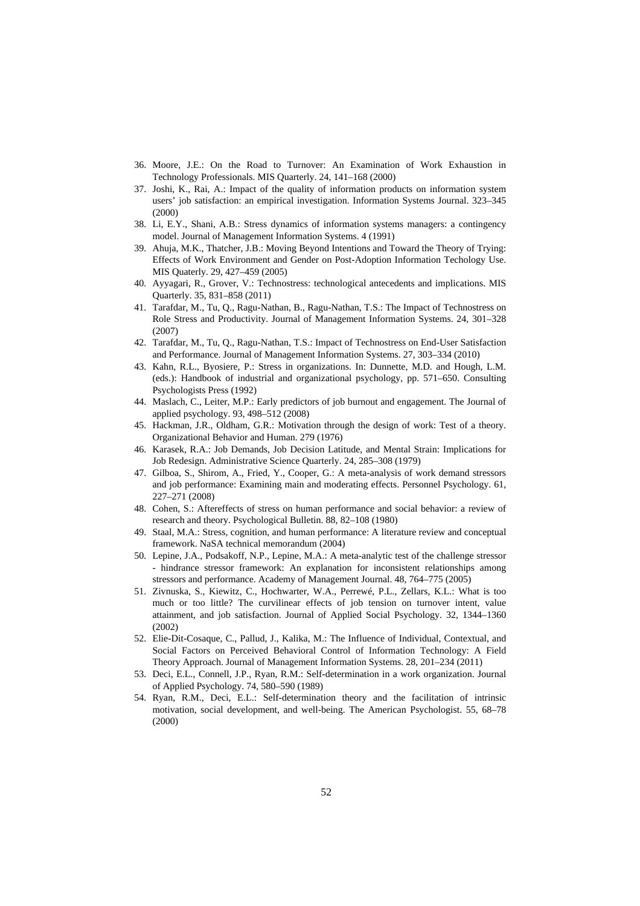36. Moore, J.E.: On the Road to Turnover: An Examination of Work Exhaustion in Technology Professionals. MIS Quarterly. 24, 141–168 (2000)
37. Joshi, K., Rai, A.: Impact of the quality of information products on information system users' job satisfaction: an empirical investigation. Information Systems Journal. 323–345 (2000)
38. Li, E.Y., Shani, A.B.: Stress dynamics of information systems managers: a contingency model. Journal of Management Information Systems. 4 (1991)
39. Ahuja, M.K., Thatcher, J.B.: Moving Beyond Intentions and Toward the Theory of Trying: Effects of Work Environment and Gender on Post-Adoption Information Techology Use. MIS Quaterly. 29, 427–459 (2005)
40. Ayyagari, R., Grover, V.: Technostress: technological antecedents and implications. MIS Quarterly. 35, 831–858 (2011)
41. Tarafdar, M., Tu, Q., Ragu-Nathan, B., Ragu-Nathan, T.S.: The Impact of Technostress on Role Stress and Productivity. Journal of Management Information Systems. 24, 301–328 (2007)
42. Tarafdar, M., Tu, Q., Ragu-Nathan, T.S.: Impact of Technostress on End-User Satisfaction and Performance. Journal of Management Information Systems. 27, 303–334 (2010)
43. Kahn, R.L., Byosiere, P.: Stress in organizations. In: Dunnette, M.D. and Hough, L.M. (eds.): Handbook of industrial and organizational psychology, pp. 571–650. Consulting Psychologists Press (1992)
44. Maslach, C., Leiter, M.P.: Early predictors of job burnout and engagement. The Journal of applied psychology. 93, 498–512 (2008)
45. Hackman, J.R., Oldham, G.R.: Motivation through the design of work: Test of a theory. Organizational Behavior and Human. 279 (1976)
46. Karasek, R.A.: Job Demands, Job Decision Latitude, and Mental Strain: Implications for Job Redesign. Administrative Science Quarterly. 24, 285–308 (1979)
47. Gilboa, S., Shirom, A., Fried, Y., Cooper, G.: A meta-analysis of work demand stressors and job performance: Examining main and moderating effects. Personnel Psychology. 61, 227–271 (2008)
48. Cohen, S.: Aftereffects of stress on human performance and social behavior: a review of research and theory. Psychological Bulletin. 88, 82–108 (1980)
49. Staal, M.A.: Stress, cognition, and human performance: A literature review and conceptual framework. NaSA technical memorandum (2004)
50. Lepine, J.A., Podsakoff, N.P., Lepine, M.A.: A meta-analytic test of the challenge stressor - hindrance stressor framework: An explanation for inconsistent relationships among stressors and performance. Academy of Management Journal. 48, 764–775 (2005)
51. Zivnuska, S., Kiewitz, C., Hochwarter, W.A., Perrewé, P.L., Zellars, K.L.: What is too much or too little? The curvilinear effects of job tension on turnover intent, value attainment, and job satisfaction. Journal of Applied Social Psychology. 32, 1344–1360 (2002)
52. Elie-Dit-Cosaque, C., Pallud, J., Kalika, M.: The Influence of Individual, Contextual, and Social Factors on Perceived Behavioral Control of Information Technology: A Field Theory Approach. Journal of Management Information Systems. 28, 201–234 (2011)
53. Deci, E.L., Connell, J.P., Ryan, R.M.: Self-determination in a work organization. Journal of Applied Psychology. 74, 580–590 (1989)
54. Ryan, R.M., Deci, E.L.: Self-determination theory and the facilitation of intrinsic motivation, social development, and well-being. The American Psychologist. 55, 68–78 (2000)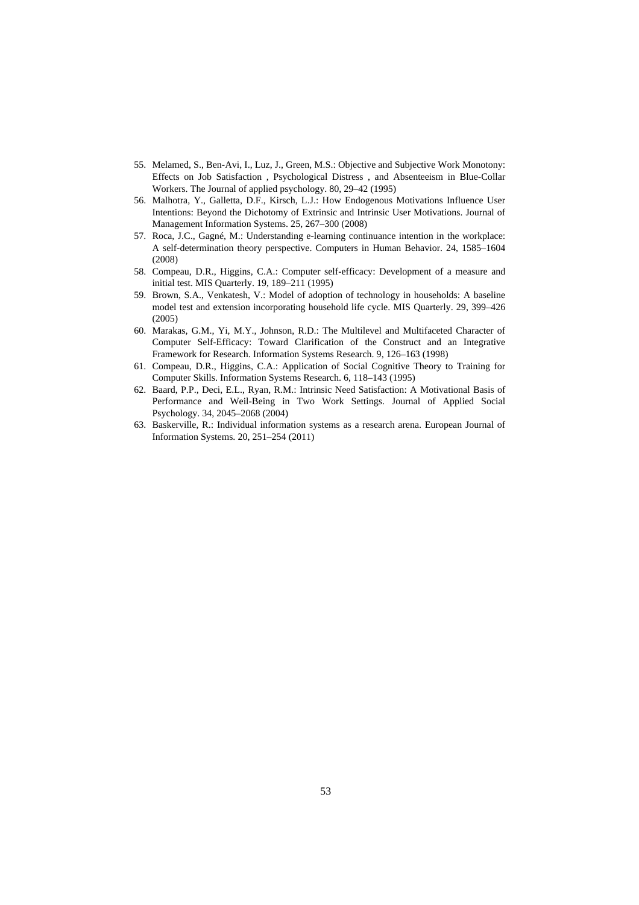55. Melamed, S., Ben-Avi, I., Luz, J., Green, M.S.: Objective and Subjective Work Monotony: Effects on Job Satisfaction , Psychological Distress , and Absenteeism in Blue-Collar Workers. The Journal of applied psychology. 80, 29–42 (1995)
56. Malhotra, Y., Galletta, D.F., Kirsch, L.J.: How Endogenous Motivations Influence User Intentions: Beyond the Dichotomy of Extrinsic and Intrinsic User Motivations. Journal of Management Information Systems. 25, 267–300 (2008)
57. Roca, J.C., Gagné, M.: Understanding e-learning continuance intention in the workplace: A self-determination theory perspective. Computers in Human Behavior. 24, 1585–1604 (2008)
58. Compeau, D.R., Higgins, C.A.: Computer self-efficacy: Development of a measure and initial test. MIS Quarterly. 19, 189–211 (1995)
59. Brown, S.A., Venkatesh, V.: Model of adoption of technology in households: A baseline model test and extension incorporating household life cycle. MIS Quarterly. 29, 399–426 (2005)
60. Marakas, G.M., Yi, M.Y., Johnson, R.D.: The Multilevel and Multifaceted Character of Computer Self-Efficacy: Toward Clarification of the Construct and an Integrative Framework for Research. Information Systems Research. 9, 126–163 (1998)
61. Compeau, D.R., Higgins, C.A.: Application of Social Cognitive Theory to Training for Computer Skills. Information Systems Research. 6, 118–143 (1995)
62. Baard, P.P., Deci, E.L., Ryan, R.M.: Intrinsic Need Satisfaction: A Motivational Basis of Performance and Weil-Being in Two Work Settings. Journal of Applied Social Psychology. 34, 2045–2068 (2004)
63. Baskerville, R.: Individual information systems as a research arena. European Journal of Information Systems. 20, 251–254 (2011)